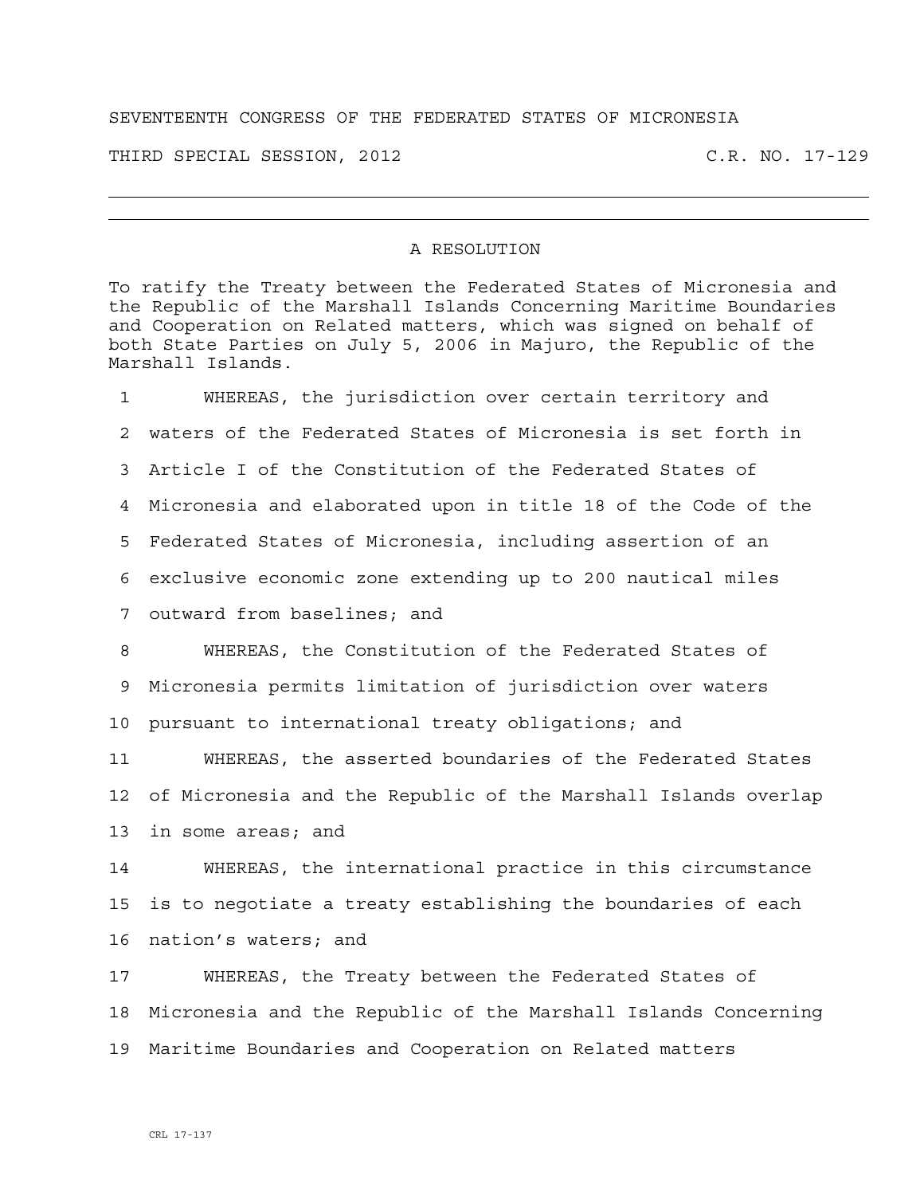SEVENTEENTH CONGRESS OF THE FEDERATED STATES OF MICRONESIA

THIRD SPECIAL SESSION, 2012 C.R. NO. 17-129

---

# A RESOLUTION

To ratify the Treaty between the Federated States of Micronesia and the Republic of the Marshall Islands Concerning Maritime Boundaries and Cooperation on Related matters, which was signed on behalf of both State Parties on July 5, 2006 in Majuro, the Republic of the Marshall Islands.

1 WHEREAS, the jurisdiction over certain territory and
2 waters of the Federated States of Micronesia is set forth in
3 Article I of the Constitution of the Federated States of
4 Micronesia and elaborated upon in title 18 of the Code of the
5 Federated States of Micronesia, including assertion of an
6 exclusive economic zone extending up to 200 nautical miles
7 outward from baselines; and

8 WHEREAS, the Constitution of the Federated States of
9 Micronesia permits limitation of jurisdiction over waters
10 pursuant to international treaty obligations; and

11 WHEREAS, the asserted boundaries of the Federated States
12 of Micronesia and the Republic of the Marshall Islands overlap
13 in some areas; and

14 WHEREAS, the international practice in this circumstance
15 is to negotiate a treaty establishing the boundaries of each
16 nation's waters; and

17 WHEREAS, the Treaty between the Federated States of
18 Micronesia and the Republic of the Marshall Islands Concerning
19 Maritime Boundaries and Cooperation on Related matters

CRL 17-137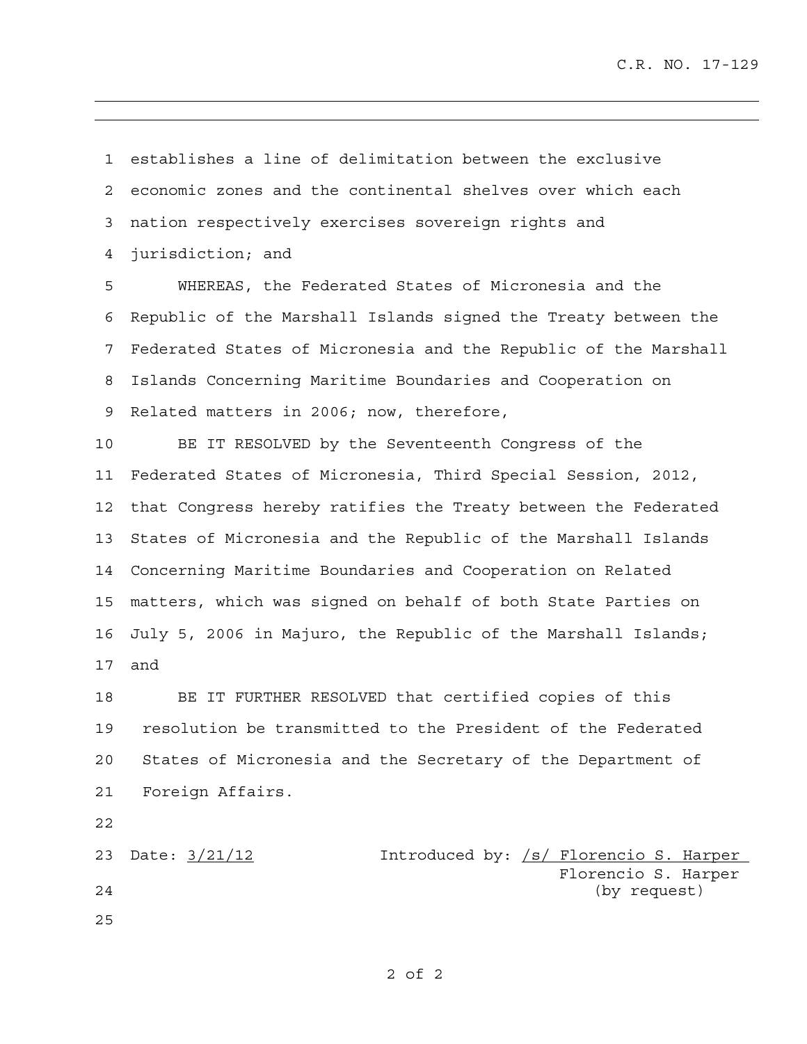establishes a line of delimitation between the exclusive economic zones and the continental shelves over which each nation respectively exercises sovereign rights and jurisdiction; and

WHEREAS, the Federated States of Micronesia and the Republic of the Marshall Islands signed the Treaty between the Federated States of Micronesia and the Republic of the Marshall Islands Concerning Maritime Boundaries and Cooperation on Related matters in 2006; now, therefore,

BE IT RESOLVED by the Seventeenth Congress of the Federated States of Micronesia, Third Special Session, 2012, that Congress hereby ratifies the Treaty between the Federated States of Micronesia and the Republic of the Marshall Islands Concerning Maritime Boundaries and Cooperation on Related matters, which was signed on behalf of both State Parties on July 5, 2006 in Majuro, the Republic of the Marshall Islands; and

BE IT FURTHER RESOLVED that certified copies of this resolution be transmitted to the President of the Federated States of Micronesia and the Secretary of the Department of Foreign Affairs.

Date: 3/21/12

Introduced by: /s/ Florencio S. Harper
Florencio S. Harper
(by request)